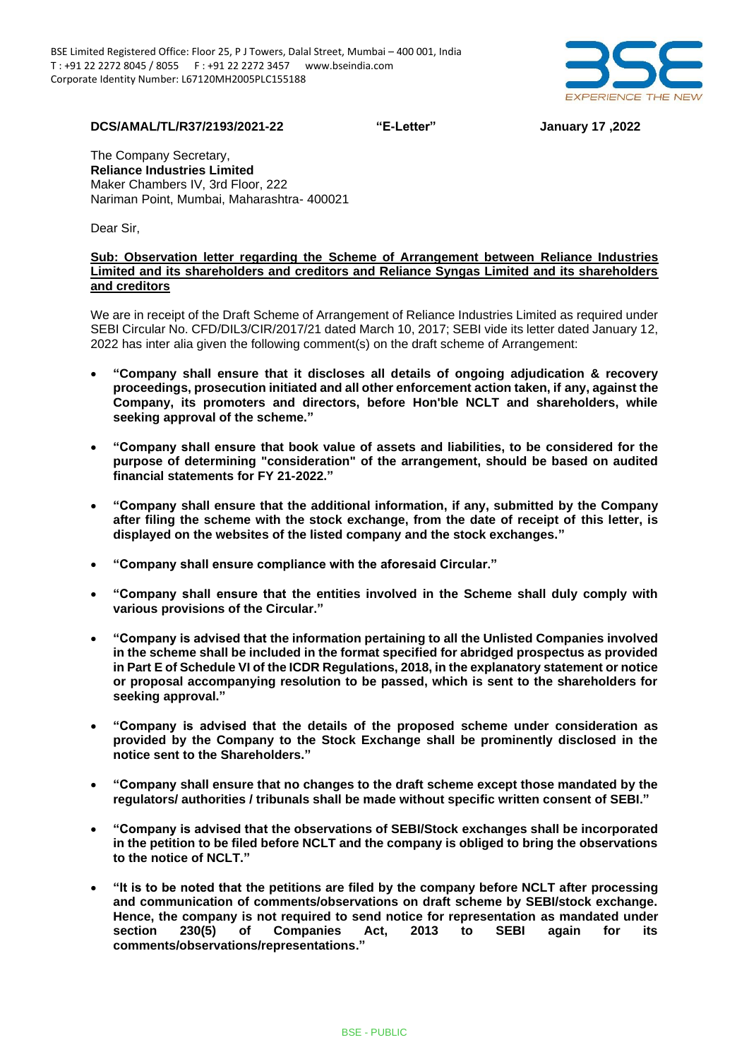BSE Limited Registered Office: Floor 25, P J Towers, Dalal Street, Mumbai – 400 001, India
T : +91 22 2272 8045 / 8055 F : +91 22 2272 3457 www.bseindia.com
Corporate Identity Number: L67120MH2005PLC155188

**DCS/AMAL/TL/R37/2193/2021-22** **"E-Letter"** **January 17 ,2022**

The Company Secretary,
**Reliance Industries Limited**
Maker Chambers IV, 3rd Floor, 222
Nariman Point, Mumbai, Maharashtra- 400021

Dear Sir,

**Sub: Observation letter regarding the Scheme of Arrangement between Reliance Industries Limited and its shareholders and creditors and Reliance Syngas Limited and its shareholders and creditors**

We are in receipt of the Draft Scheme of Arrangement of Reliance Industries Limited as required under SEBI Circular No. CFD/DIL3/CIR/2017/21 dated March 10, 2017; SEBI vide its letter dated January 12, 2022 has inter alia given the following comment(s) on the draft scheme of Arrangement:

- **"Company shall ensure that it discloses all details of ongoing adjudication & recovery proceedings, prosecution initiated and all other enforcement action taken, if any, against the Company, its promoters and directors, before Hon'ble NCLT and shareholders, while seeking approval of the scheme."**
- **"Company shall ensure that book value of assets and liabilities, to be considered for the purpose of determining "consideration" of the arrangement, should be based on audited financial statements for FY 21-2022."**
- **"Company shall ensure that the additional information, if any, submitted by the Company after filing the scheme with the stock exchange, from the date of receipt of this letter, is displayed on the websites of the listed company and the stock exchanges."**
- **"Company shall ensure compliance with the aforesaid Circular."**
- **"Company shall ensure that the entities involved in the Scheme shall duly comply with various provisions of the Circular."**
- **"Company is advised that the information pertaining to all the Unlisted Companies involved in the scheme shall be included in the format specified for abridged prospectus as provided in Part E of Schedule VI of the ICDR Regulations, 2018, in the explanatory statement or notice or proposal accompanying resolution to be passed, which is sent to the shareholders for seeking approval."**
- **"Company is advised that the details of the proposed scheme under consideration as provided by the Company to the Stock Exchange shall be prominently disclosed in the notice sent to the Shareholders."**
- **"Company shall ensure that no changes to the draft scheme except those mandated by the regulators/ authorities / tribunals shall be made without specific written consent of SEBI."**
- **"Company is advised that the observations of SEBI/Stock exchanges shall be incorporated in the petition to be filed before NCLT and the company is obliged to bring the observations to the notice of NCLT."**
- **"It is to be noted that the petitions are filed by the company before NCLT after processing and communication of comments/observations on draft scheme by SEBI/stock exchange. Hence, the company is not required to send notice for representation as mandated under section 230(5) of Companies Act, 2013 to SEBI again for its comments/observations/representations."**

BSE - PUBLIC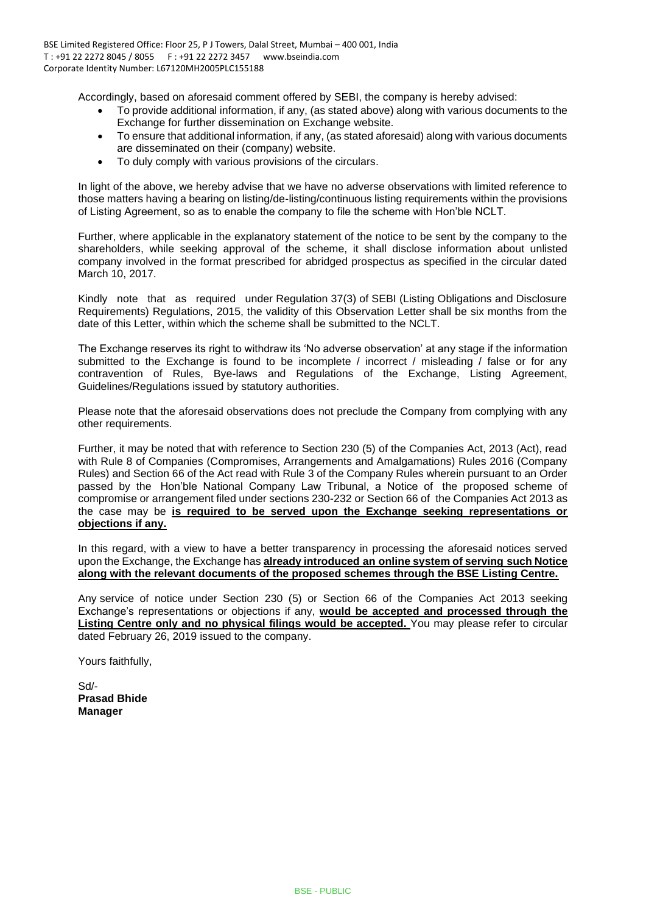Accordingly, based on aforesaid comment offered by SEBI, the company is hereby advised:

- To provide additional information, if any, (as stated above) along with various documents to the Exchange for further dissemination on Exchange website.
- To ensure that additional information, if any, (as stated aforesaid) along with various documents are disseminated on their (company) website.
- To duly comply with various provisions of the circulars.

In light of the above, we hereby advise that we have no adverse observations with limited reference to those matters having a bearing on listing/de-listing/continuous listing requirements within the provisions of Listing Agreement, so as to enable the company to file the scheme with Hon'ble NCLT.

Further, where applicable in the explanatory statement of the notice to be sent by the company to the shareholders, while seeking approval of the scheme, it shall disclose information about unlisted company involved in the format prescribed for abridged prospectus as specified in the circular dated March 10, 2017.

Kindly note that as required under Regulation 37(3) of SEBI (Listing Obligations and Disclosure Requirements) Regulations, 2015, the validity of this Observation Letter shall be six months from the date of this Letter, within which the scheme shall be submitted to the NCLT.

The Exchange reserves its right to withdraw its 'No adverse observation' at any stage if the information submitted to the Exchange is found to be incomplete / incorrect / misleading / false or for any contravention of Rules, Bye-laws and Regulations of the Exchange, Listing Agreement, Guidelines/Regulations issued by statutory authorities.

Please note that the aforesaid observations does not preclude the Company from complying with any other requirements.

Further, it may be noted that with reference to Section 230 (5) of the Companies Act, 2013 (Act), read with Rule 8 of Companies (Compromises, Arrangements and Amalgamations) Rules 2016 (Company Rules) and Section 66 of the Act read with Rule 3 of the Company Rules wherein pursuant to an Order passed by the Hon'ble National Company Law Tribunal, a Notice of the proposed scheme of compromise or arrangement filed under sections 230-232 or Section 66 of the Companies Act 2013 as the case may be **is required to be served upon the Exchange seeking representations or objections if any.**

In this regard, with a view to have a better transparency in processing the aforesaid notices served upon the Exchange, the Exchange has **already introduced an online system of serving such Notice along with the relevant documents of the proposed schemes through the BSE Listing Centre.**

Any service of notice under Section 230 (5) or Section 66 of the Companies Act 2013 seeking Exchange's representations or objections if any, **would be accepted and processed through the Listing Centre only and no physical filings would be accepted.** You may please refer to circular dated February 26, 2019 issued to the company.

Yours faithfully,

Sd/-
**Prasad Bhide**
**Manager**